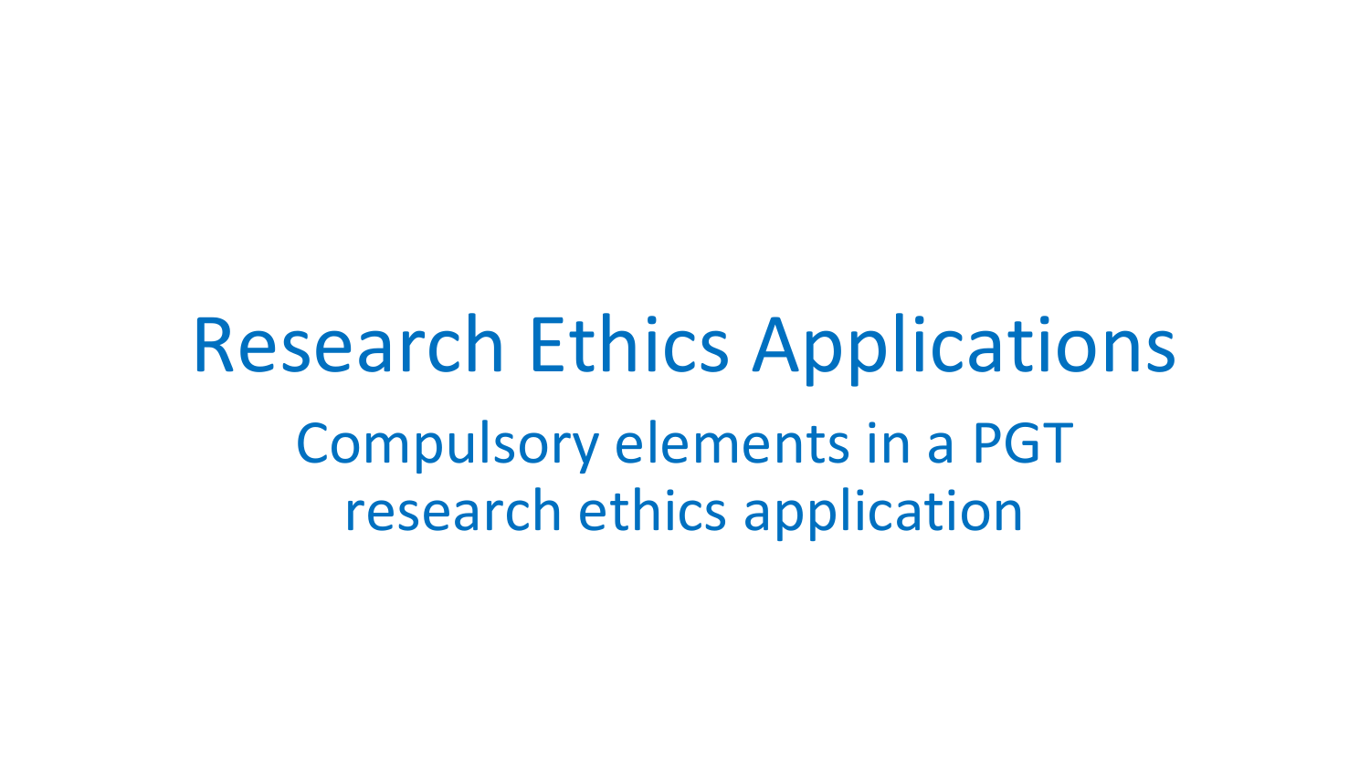# Research Ethics Applications

## Compulsory elements in a PGT research ethics application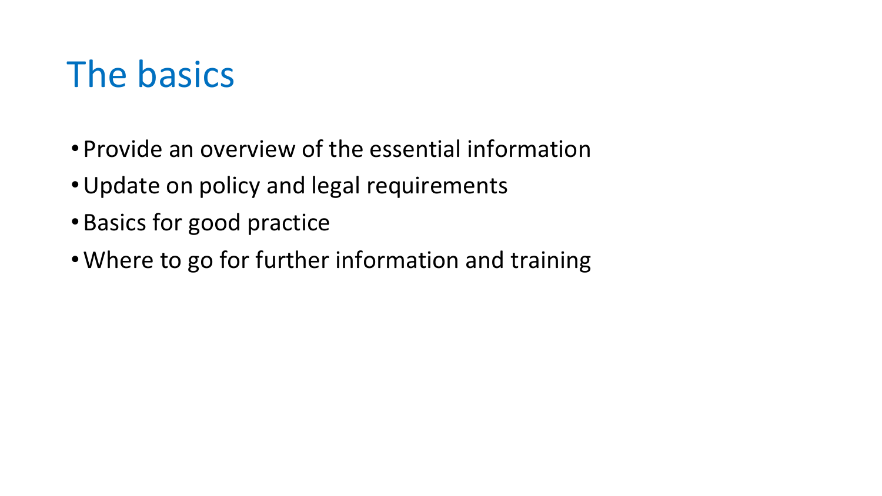# The basics

- Provide an overview of the essential information
- Update on policy and legal requirements
- Basics for good practice
- Where to go for further information and training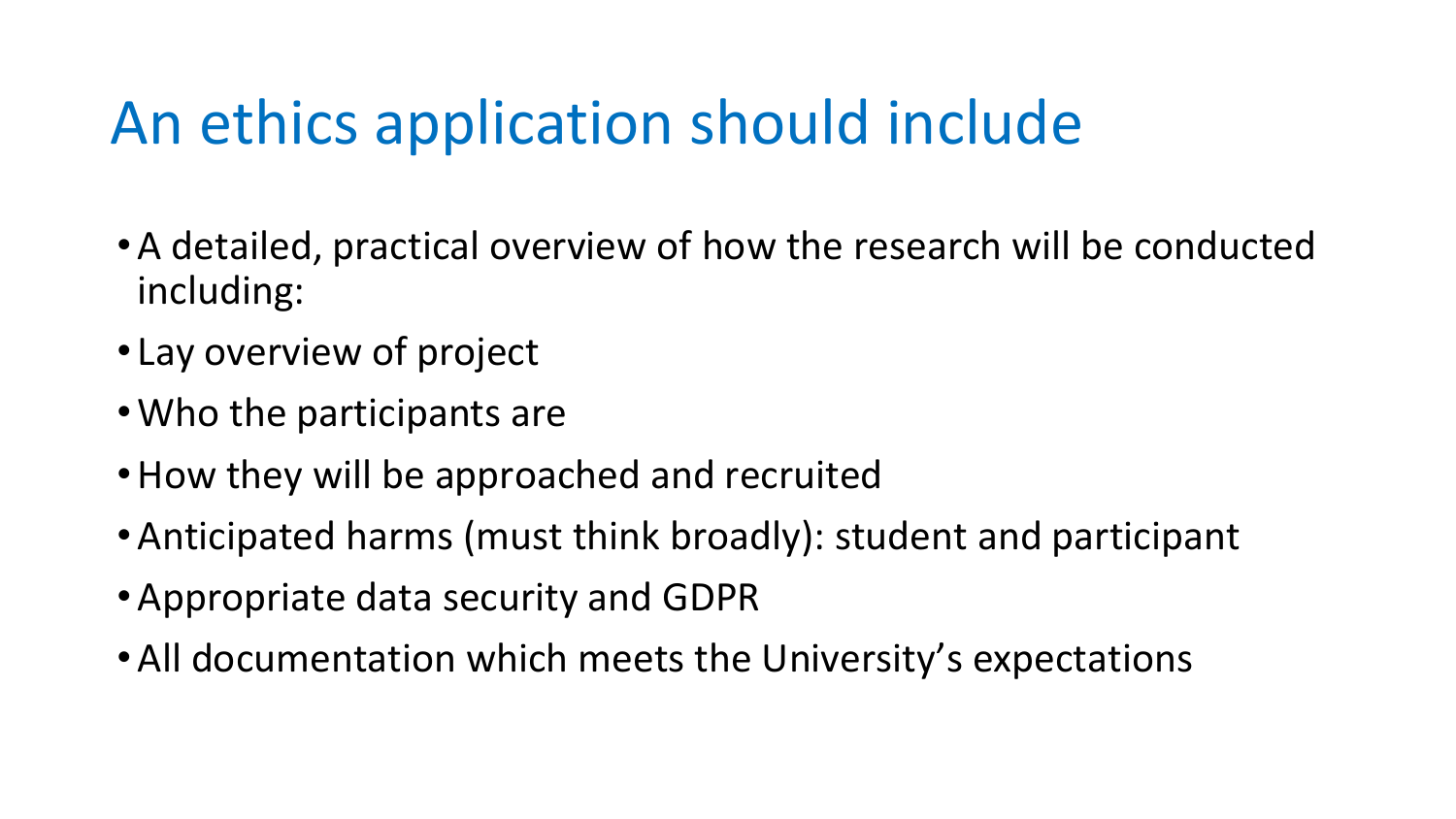# An ethics application should include

- A detailed, practical overview of how the research will be conducted including:
- Lay overview of project
- Who the participants are
- How they will be approached and recruited
- Anticipated harms (must think broadly): student and participant
- Appropriate data security and GDPR
- All documentation which meets the University's expectations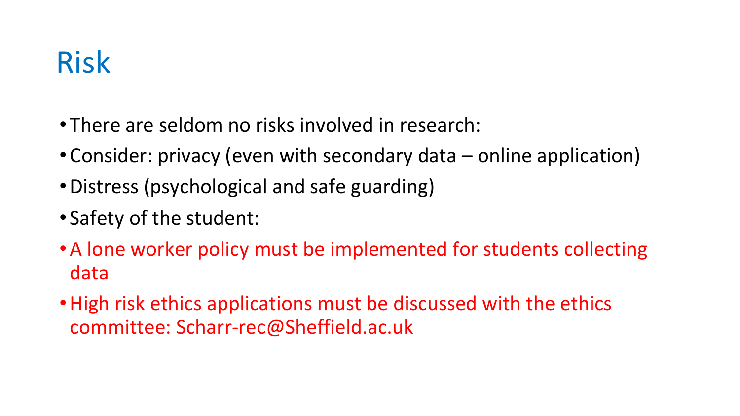# Risk

- There are seldom no risks involved in research:
- Consider: privacy (even with secondary data – online application)
- Distress (psychological and safe guarding)
- Safety of the student:
- A lone worker policy must be implemented for students collecting data
- High risk ethics applications must be discussed with the ethics committee: Scharr-rec@Sheffield.ac.uk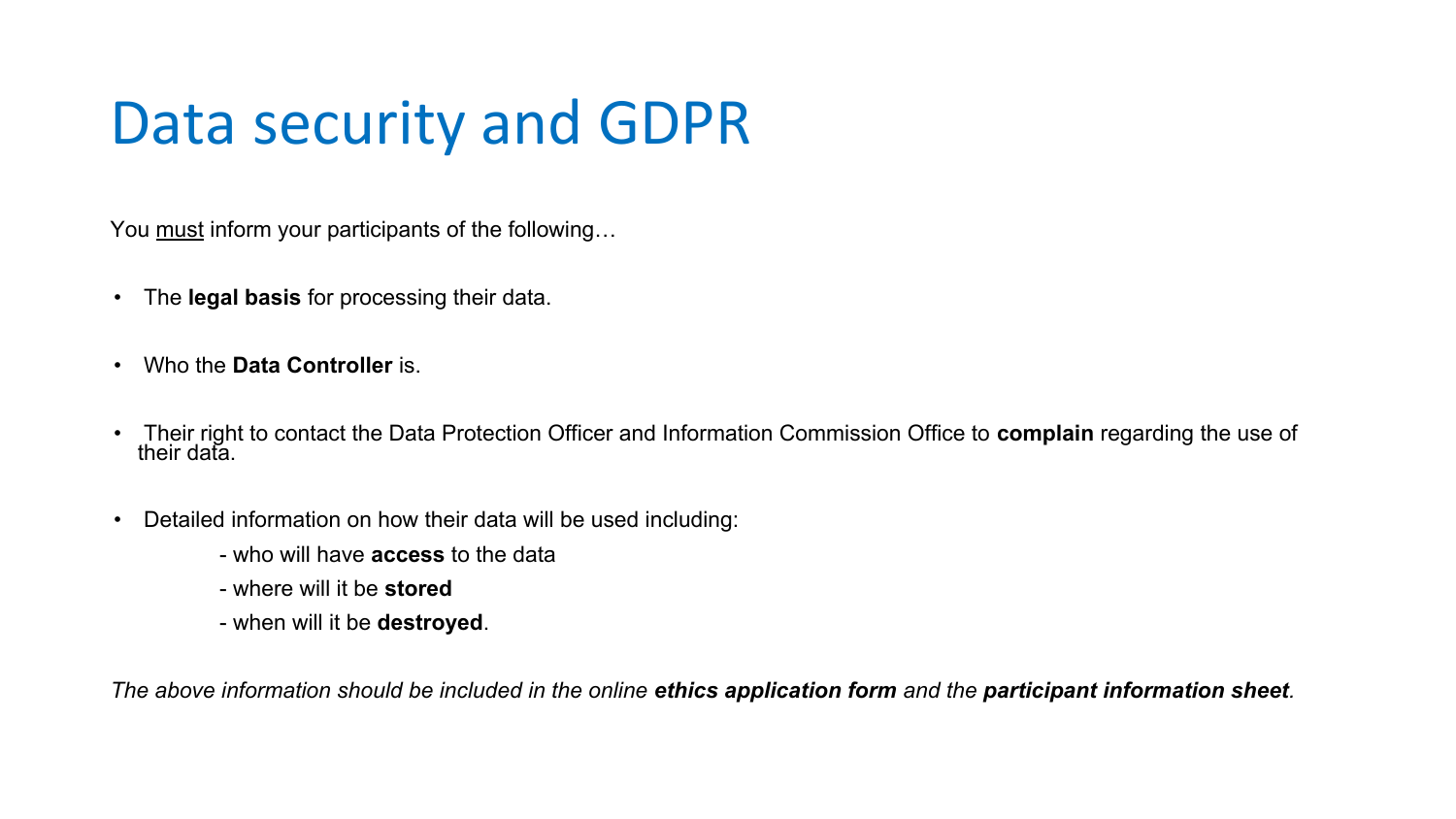# Data security and GDPR

You must inform your participants of the following…

- The **legal basis** for processing their data.
- Who the **Data Controller** is.
- Their right to contact the Data Protection Officer and Information Commission Office to **complain** regarding the use of their data.
- Detailed information on how their data will be used including:
  - who will have **access** to the data
  - where will it be **stored**
  - when will it be **destroyed**.

*The above information should be included in the online **ethics application form** and the **participant information sheet**.*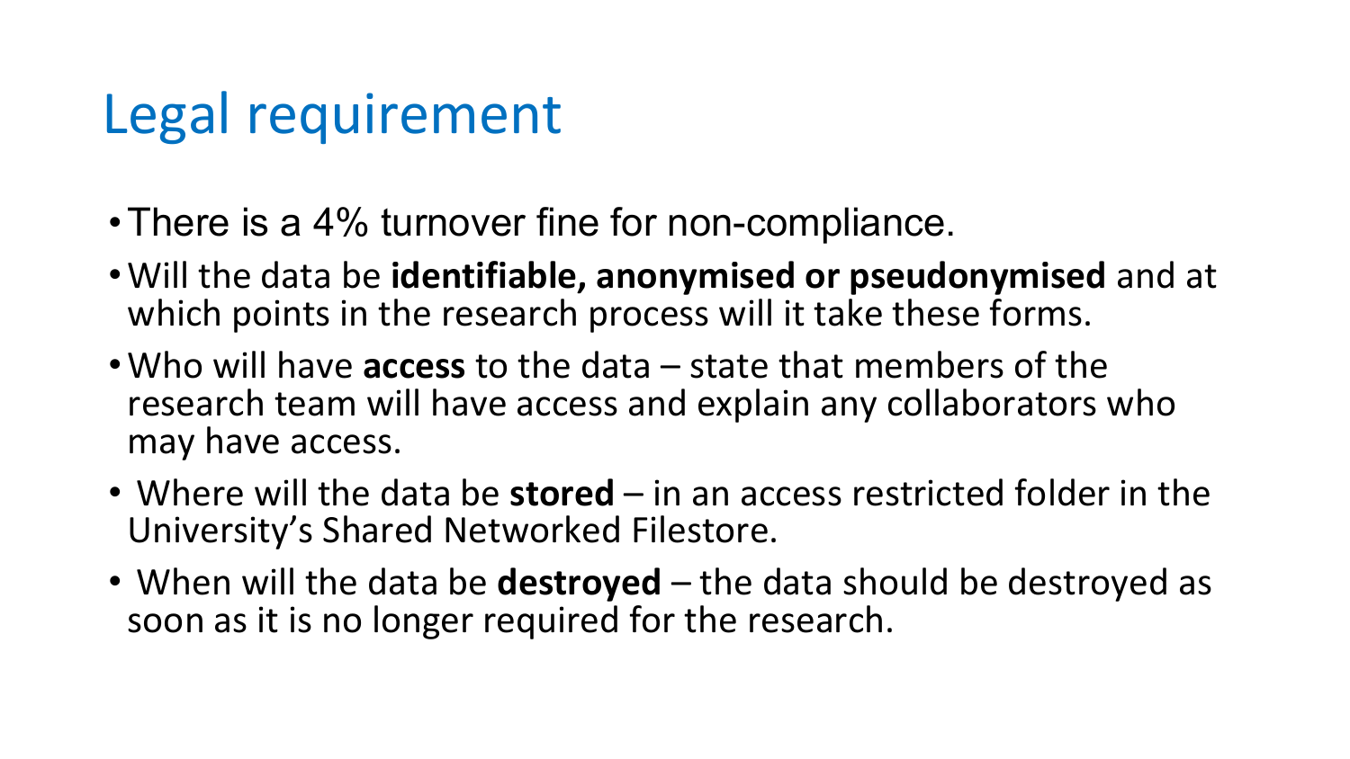# Legal requirement

- There is a 4% turnover fine for non-compliance.
- Will the data be **identifiable, anonymised or pseudonymised** and at which points in the research process will it take these forms.
- Who will have **access** to the data – state that members of the research team will have access and explain any collaborators who may have access.
- Where will the data be **stored** – in an access restricted folder in the University's Shared Networked Filestore.
- When will the data be **destroyed** – the data should be destroyed as soon as it is no longer required for the research.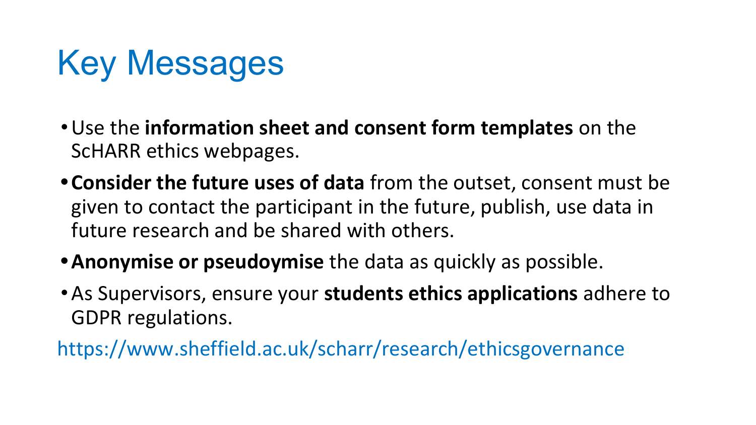# Key Messages

- Use the **information sheet and consent form templates** on the ScHARR ethics webpages.
- **Consider the future uses of data** from the outset, consent must be given to contact the participant in the future, publish, use data in future research and be shared with others.
- **Anonymise or pseudoymise** the data as quickly as possible.
- As Supervisors, ensure your **students ethics applications** adhere to GDPR regulations.

https://www.sheffield.ac.uk/scharr/research/ethicsgovernance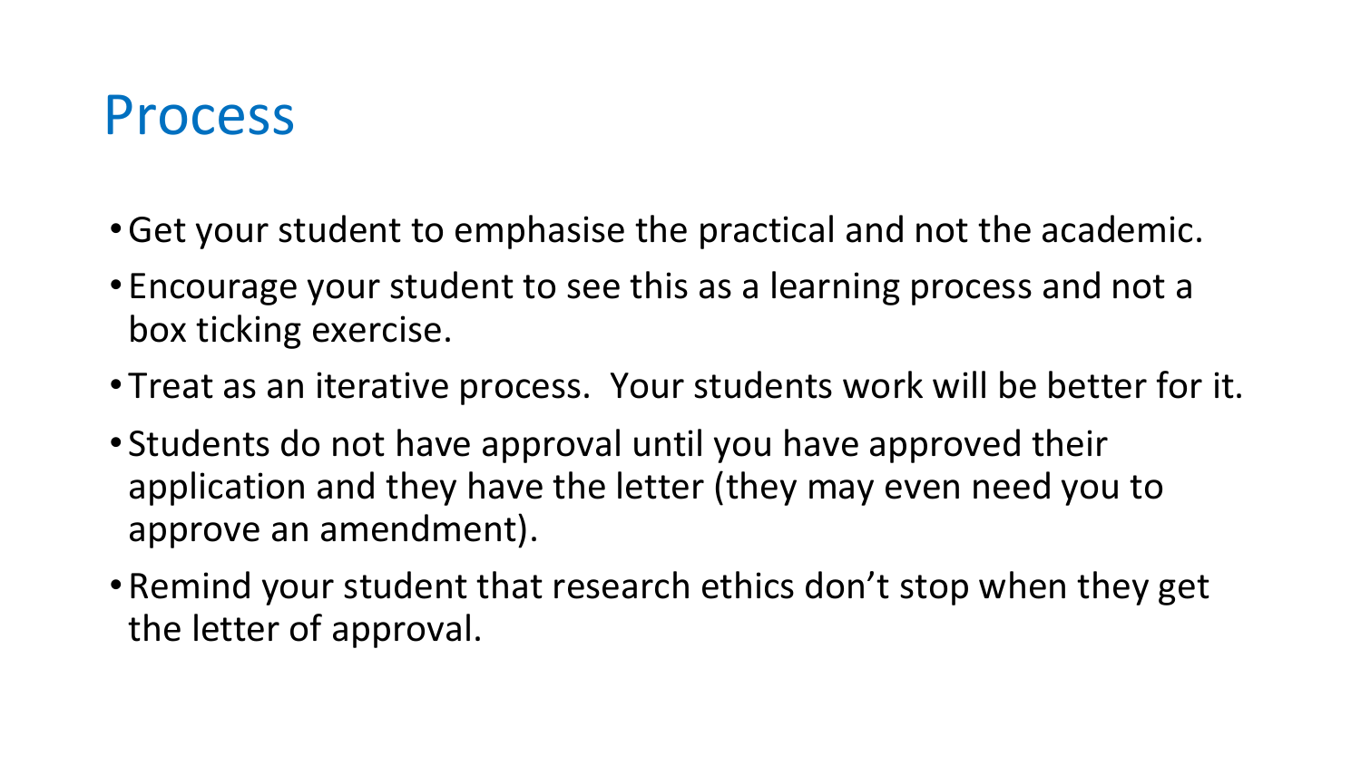# Process

- Get your student to emphasise the practical and not the academic.
- Encourage your student to see this as a learning process and not a box ticking exercise.
- Treat as an iterative process.  Your students work will be better for it.
- Students do not have approval until you have approved their application and they have the letter (they may even need you to approve an amendment).
- Remind your student that research ethics don't stop when they get the letter of approval.